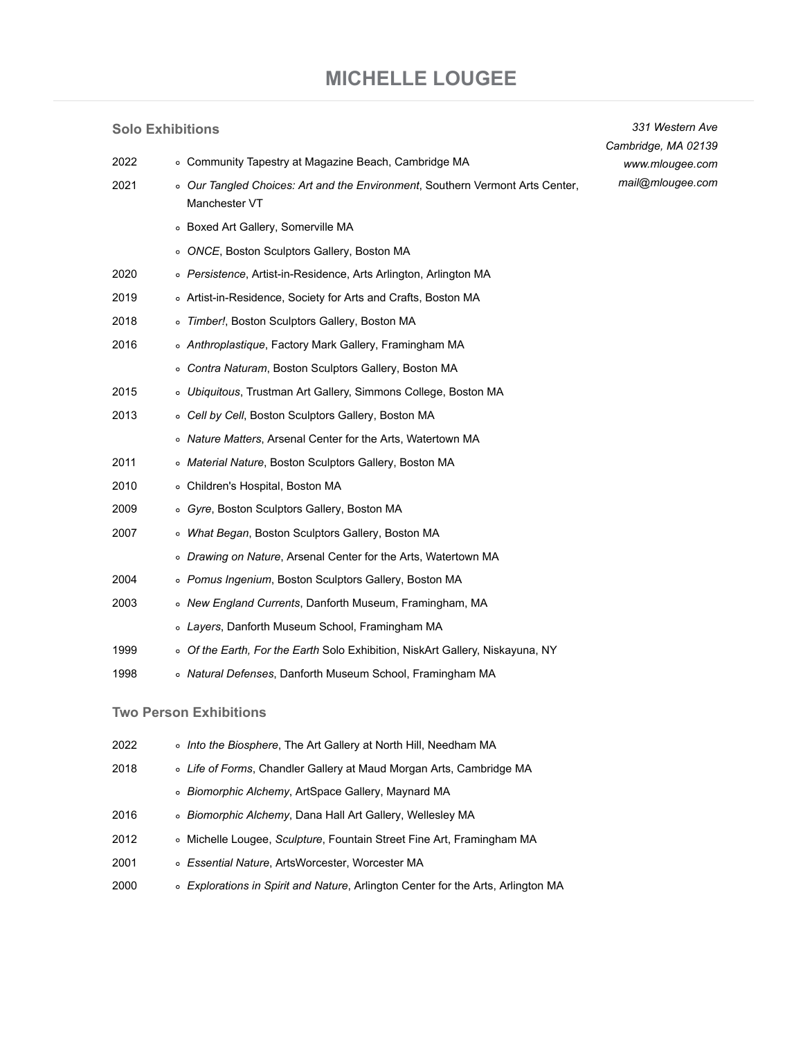# MICHELLE LOUGEE

*331 Western Ave*
*Cambridge, MA 02139*
*www.mlougee.com*
*mail@mlougee.com*

## Solo Exhibitions

2022
- Community Tapestry at Magazine Beach, Cambridge MA

2021
- *Our Tangled Choices: Art and the Environment*, Southern Vermont Arts Center, Manchester VT
- Boxed Art Gallery, Somerville MA
- *ONCE*, Boston Sculptors Gallery, Boston MA

2020
- *Persistence*, Artist-in-Residence, Arts Arlington, Arlington MA

2019
- Artist-in-Residence, Society for Arts and Crafts, Boston MA

2018
- *Timber!*, Boston Sculptors Gallery, Boston MA

2016
- *Anthroplastique*, Factory Mark Gallery, Framingham MA
- *Contra Naturam*, Boston Sculptors Gallery, Boston MA

2015
- *Ubiquitous*, Trustman Art Gallery, Simmons College, Boston MA

2013
- *Cell by Cell*, Boston Sculptors Gallery, Boston MA
- *Nature Matters*, Arsenal Center for the Arts, Watertown MA

2011
- *Material Nature*, Boston Sculptors Gallery, Boston MA

2010
- Children's Hospital, Boston MA

2009
- *Gyre*, Boston Sculptors Gallery, Boston MA

2007
- *What Began*, Boston Sculptors Gallery, Boston MA
- *Drawing on Nature*, Arsenal Center for the Arts, Watertown MA

2004
- *Pomus Ingenium*, Boston Sculptors Gallery, Boston MA

2003
- *New England Currents*, Danforth Museum, Framingham, MA
- *Layers*, Danforth Museum School, Framingham MA

1999
- *Of the Earth, For the Earth* Solo Exhibition, NiskArt Gallery, Niskayuna, NY

1998
- *Natural Defenses*, Danforth Museum School, Framingham MA

## Two Person Exhibitions

2022
- *Into the Biosphere*, The Art Gallery at North Hill, Needham MA

2018
- *Life of Forms*, Chandler Gallery at Maud Morgan Arts, Cambridge MA
- *Biomorphic Alchemy*, ArtSpace Gallery, Maynard MA

2016
- *Biomorphic Alchemy*, Dana Hall Art Gallery, Wellesley MA

2012
- Michelle Lougee, *Sculpture*, Fountain Street Fine Art, Framingham MA

2001
- *Essential Nature*, ArtsWorcester, Worcester MA

2000
- *Explorations in Spirit and Nature*, Arlington Center for the Arts, Arlington MA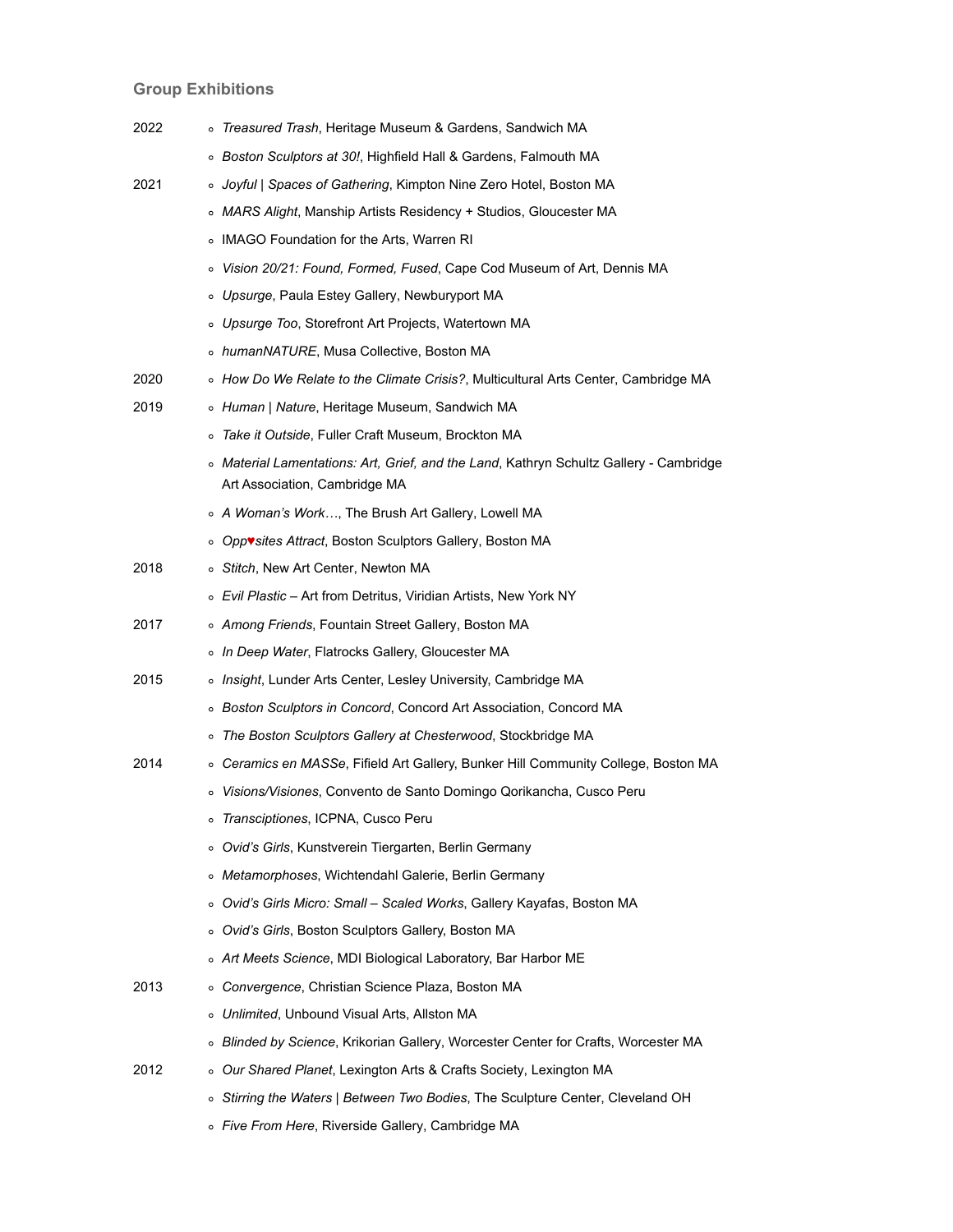## Group Exhibitions

2022
- *Treasured Trash*, Heritage Museum & Gardens, Sandwich MA
- *Boston Sculptors at 30!*, Highfield Hall & Gardens, Falmouth MA

2021
- *Joyful | Spaces of Gathering*, Kimpton Nine Zero Hotel, Boston MA
- *MARS Alight*, Manship Artists Residency + Studios, Gloucester MA
- IMAGO Foundation for the Arts, Warren RI
- *Vision 20/21: Found, Formed, Fused*, Cape Cod Museum of Art, Dennis MA
- *Upsurge*, Paula Estey Gallery, Newburyport MA
- *Upsurge Too*, Storefront Art Projects, Watertown MA
- *humanNATURE*, Musa Collective, Boston MA

2020
- *How Do We Relate to the Climate Crisis?*, Multicultural Arts Center, Cambridge MA

2019
- *Human | Nature*, Heritage Museum, Sandwich MA
- *Take it Outside*, Fuller Craft Museum, Brockton MA
- *Material Lamentations: Art, Grief, and the Land*, Kathryn Schultz Gallery - Cambridge Art Association, Cambridge MA
- *A Woman's Work…*, The Brush Art Gallery, Lowell MA
- *Opp♥sites Attract*, Boston Sculptors Gallery, Boston MA

2018
- *Stitch*, New Art Center, Newton MA
- *Evil Plastic* – Art from Detritus, Viridian Artists, New York NY

2017
- *Among Friends*, Fountain Street Gallery, Boston MA
- *In Deep Water*, Flatrocks Gallery, Gloucester MA

2015
- *Insight*, Lunder Arts Center, Lesley University, Cambridge MA
- *Boston Sculptors in Concord*, Concord Art Association, Concord MA
- *The Boston Sculptors Gallery at Chesterwood*, Stockbridge MA

2014
- *Ceramics en MASSe*, Fifield Art Gallery, Bunker Hill Community College, Boston MA
- *Visions/Visiones*, Convento de Santo Domingo Qorikancha, Cusco Peru
- *Transciptiones*, ICPNA, Cusco Peru
- *Ovid's Girls*, Kunstverein Tiergarten, Berlin Germany
- *Metamorphoses*, Wichtendahl Galerie, Berlin Germany
- *Ovid's Girls Micro: Small – Scaled Works*, Gallery Kayafas, Boston MA
- *Ovid's Girls*, Boston Sculptors Gallery, Boston MA
- *Art Meets Science*, MDI Biological Laboratory, Bar Harbor ME

2013
- *Convergence*, Christian Science Plaza, Boston MA
- *Unlimited*, Unbound Visual Arts, Allston MA
- *Blinded by Science*, Krikorian Gallery, Worcester Center for Crafts, Worcester MA

2012
- *Our Shared Planet*, Lexington Arts & Crafts Society, Lexington MA
- *Stirring the Waters | Between Two Bodies*, The Sculpture Center, Cleveland OH
- *Five From Here*, Riverside Gallery, Cambridge MA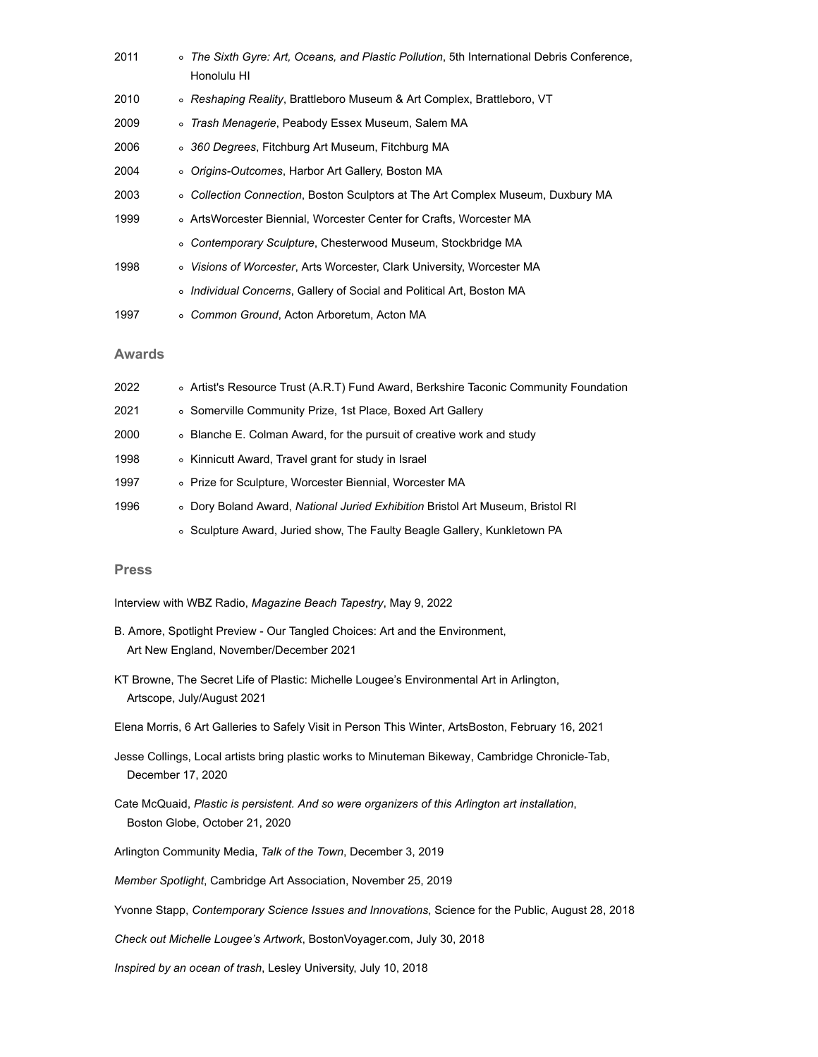2011 ◦ *The Sixth Gyre: Art, Oceans, and Plastic Pollution*, 5th International Debris Conference, Honolulu HI

2010 ◦ *Reshaping Reality*, Brattleboro Museum & Art Complex, Brattleboro, VT

2009 ◦ *Trash Menagerie*, Peabody Essex Museum, Salem MA

2006 ◦ *360 Degrees*, Fitchburg Art Museum, Fitchburg MA

2004 ◦ *Origins-Outcomes*, Harbor Art Gallery, Boston MA

2003 ◦ *Collection Connection*, Boston Sculptors at The Art Complex Museum, Duxbury MA

1999 ◦ ArtsWorcester Biennial, Worcester Center for Crafts, Worcester MA

◦ *Contemporary Sculpture*, Chesterwood Museum, Stockbridge MA

1998 ◦ *Visions of Worcester*, Arts Worcester, Clark University, Worcester MA

◦ *Individual Concerns*, Gallery of Social and Political Art, Boston MA

1997 ◦ *Common Ground*, Acton Arboretum, Acton MA

### Awards

2022 ◦ Artist's Resource Trust (A.R.T) Fund Award, Berkshire Taconic Community Foundation

2021 ◦ Somerville Community Prize, 1st Place, Boxed Art Gallery

2000 ◦ Blanche E. Colman Award, for the pursuit of creative work and study

1998 ◦ Kinnicutt Award, Travel grant for study in Israel

1997 ◦ Prize for Sculpture, Worcester Biennial, Worcester MA

1996 ◦ Dory Boland Award, *National Juried Exhibition* Bristol Art Museum, Bristol RI

◦ Sculpture Award, Juried show, The Faulty Beagle Gallery, Kunkletown PA

### Press

Interview with WBZ Radio, *Magazine Beach Tapestry*, May 9, 2022

B. Amore, Spotlight Preview - Our Tangled Choices: Art and the Environment, Art New England, November/December 2021

KT Browne, The Secret Life of Plastic: Michelle Lougee's Environmental Art in Arlington, Artscope, July/August 2021

Elena Morris, 6 Art Galleries to Safely Visit in Person This Winter, ArtsBoston, February 16, 2021

Jesse Collings, Local artists bring plastic works to Minuteman Bikeway, Cambridge Chronicle-Tab, December 17, 2020

Cate McQuaid, *Plastic is persistent. And so were organizers of this Arlington art installation*, Boston Globe, October 21, 2020

Arlington Community Media, *Talk of the Town*, December 3, 2019

*Member Spotlight*, Cambridge Art Association, November 25, 2019

Yvonne Stapp, *Contemporary Science Issues and Innovations*, Science for the Public, August 28, 2018

*Check out Michelle Lougee's Artwork*, BostonVoyager.com, July 30, 2018

*Inspired by an ocean of trash*, Lesley University, July 10, 2018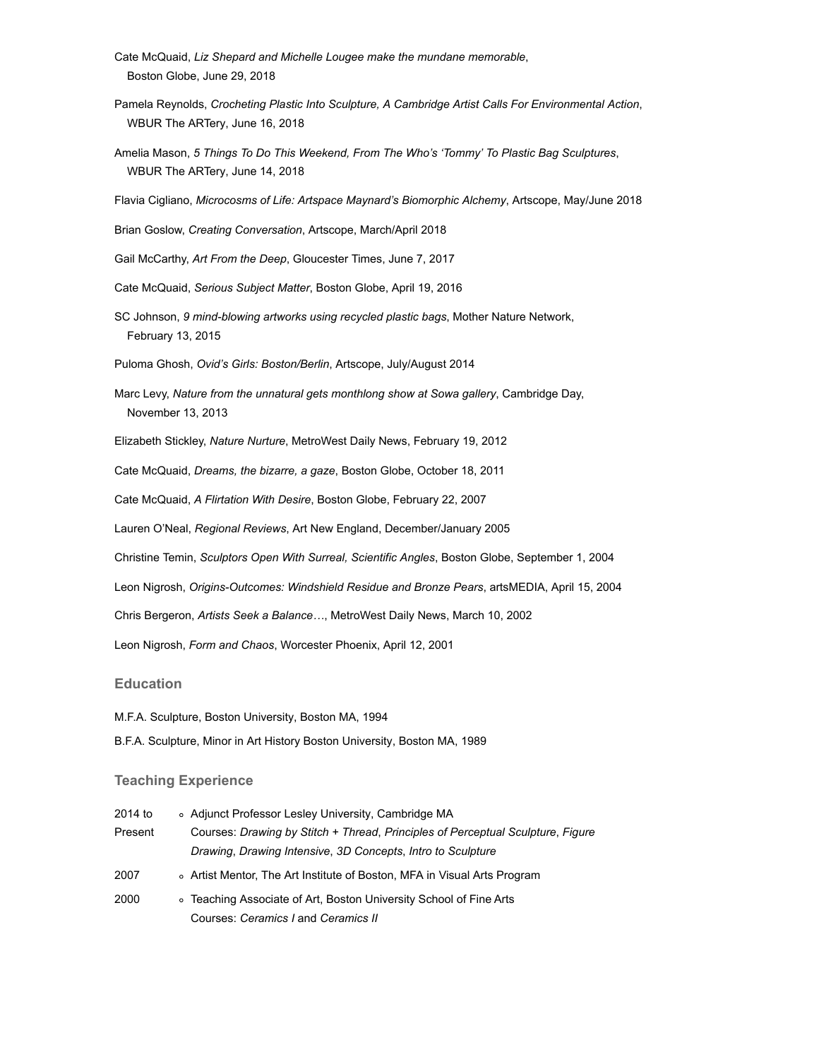Cate McQuaid, *Liz Shepard and Michelle Lougee make the mundane memorable*, Boston Globe, June 29, 2018

Pamela Reynolds, *Crocheting Plastic Into Sculpture, A Cambridge Artist Calls For Environmental Action*, WBUR The ARTery, June 16, 2018

Amelia Mason, *5 Things To Do This Weekend, From The Who's 'Tommy' To Plastic Bag Sculptures*, WBUR The ARTery, June 14, 2018

Flavia Cigliano, *Microcosms of Life: Artspace Maynard's Biomorphic Alchemy*, Artscope, May/June 2018

Brian Goslow, *Creating Conversation*, Artscope, March/April 2018

Gail McCarthy, *Art From the Deep*, Gloucester Times, June 7, 2017

Cate McQuaid, *Serious Subject Matter*, Boston Globe, April 19, 2016

SC Johnson, *9 mind-blowing artworks using recycled plastic bags*, Mother Nature Network, February 13, 2015

Puloma Ghosh, *Ovid's Girls: Boston/Berlin*, Artscope, July/August 2014

Marc Levy, *Nature from the unnatural gets monthlong show at Sowa gallery*, Cambridge Day, November 13, 2013

Elizabeth Stickley, *Nature Nurture*, MetroWest Daily News, February 19, 2012

Cate McQuaid, *Dreams, the bizarre, a gaze*, Boston Globe, October 18, 2011

Cate McQuaid, *A Flirtation With Desire*, Boston Globe, February 22, 2007

Lauren O'Neal, *Regional Reviews*, Art New England, December/January 2005

Christine Temin, *Sculptors Open With Surreal, Scientific Angles*, Boston Globe, September 1, 2004

Leon Nigrosh, *Origins-Outcomes: Windshield Residue and Bronze Pears*, artsMEDIA, April 15, 2004

Chris Bergeron, *Artists Seek a Balance…*, MetroWest Daily News, March 10, 2002

Leon Nigrosh, *Form and Chaos*, Worcester Phoenix, April 12, 2001

## Education

M.F.A. Sculpture, Boston University, Boston MA, 1994

B.F.A. Sculpture, Minor in Art History Boston University, Boston MA, 1989

## Teaching Experience

| | |
|---|---|
| 2014 to Present | Adjunct Professor Lesley University, Cambridge MA<br>Courses: *Drawing by Stitch + Thread*, *Principles of Perceptual Sculpture*, *Figure Drawing*, *Drawing Intensive*, *3D Concepts*, *Intro to Sculpture* |
| 2007 | Artist Mentor, The Art Institute of Boston, MFA in Visual Arts Program |
| 2000 | Teaching Associate of Art, Boston University School of Fine Arts<br>Courses: *Ceramics I* and *Ceramics II* |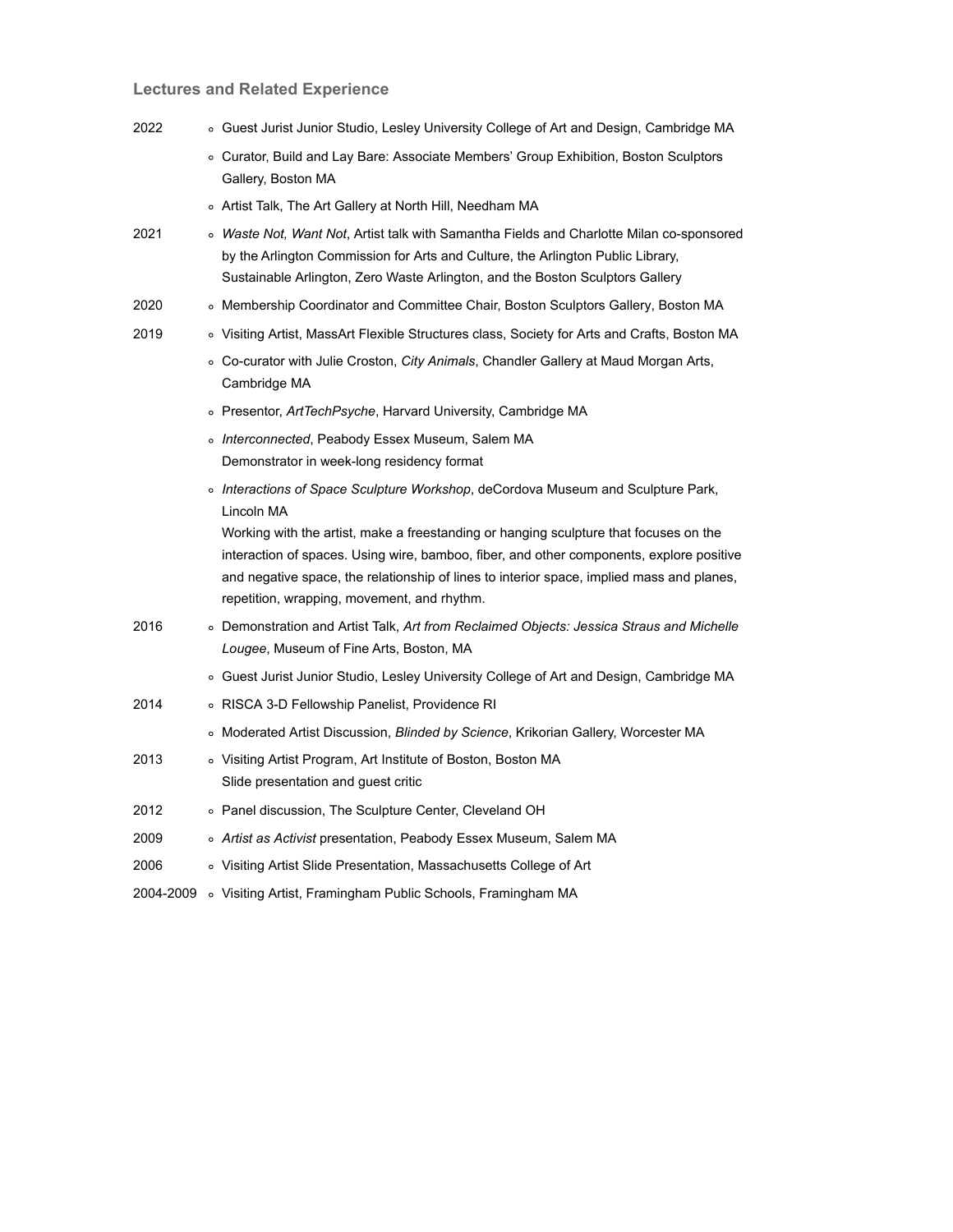### Lectures and Related Experience

2022

- Guest Jurist Junior Studio, Lesley University College of Art and Design, Cambridge MA
- Curator, Build and Lay Bare: Associate Members' Group Exhibition, Boston Sculptors Gallery, Boston MA
- Artist Talk, The Art Gallery at North Hill, Needham MA

2021

- *Waste Not, Want Not*, Artist talk with Samantha Fields and Charlotte Milan co-sponsored by the Arlington Commission for Arts and Culture, the Arlington Public Library, Sustainable Arlington, Zero Waste Arlington, and the Boston Sculptors Gallery

2020

- Membership Coordinator and Committee Chair, Boston Sculptors Gallery, Boston MA

2019

- Visiting Artist, MassArt Flexible Structures class, Society for Arts and Crafts, Boston MA
- Co-curator with Julie Croston, *City Animals*, Chandler Gallery at Maud Morgan Arts, Cambridge MA
- Presentor, *ArtTechPsyche*, Harvard University, Cambridge MA
- *Interconnected*, Peabody Essex Museum, Salem MA
  Demonstrator in week-long residency format
- *Interactions of Space Sculpture Workshop*, deCordova Museum and Sculpture Park, Lincoln MA
  Working with the artist, make a freestanding or hanging sculpture that focuses on the interaction of spaces. Using wire, bamboo, fiber, and other components, explore positive and negative space, the relationship of lines to interior space, implied mass and planes, repetition, wrapping, movement, and rhythm.

2016

- Demonstration and Artist Talk, *Art from Reclaimed Objects: Jessica Straus and Michelle Lougee*, Museum of Fine Arts, Boston, MA
- Guest Jurist Junior Studio, Lesley University College of Art and Design, Cambridge MA

2014

- RISCA 3-D Fellowship Panelist, Providence RI
- Moderated Artist Discussion, *Blinded by Science*, Krikorian Gallery, Worcester MA

2013

- Visiting Artist Program, Art Institute of Boston, Boston MA
  Slide presentation and guest critic

2012

- Panel discussion, The Sculpture Center, Cleveland OH

2009

- *Artist as Activist* presentation, Peabody Essex Museum, Salem MA

2006

- Visiting Artist Slide Presentation, Massachusetts College of Art

2004-2009

- Visiting Artist, Framingham Public Schools, Framingham MA